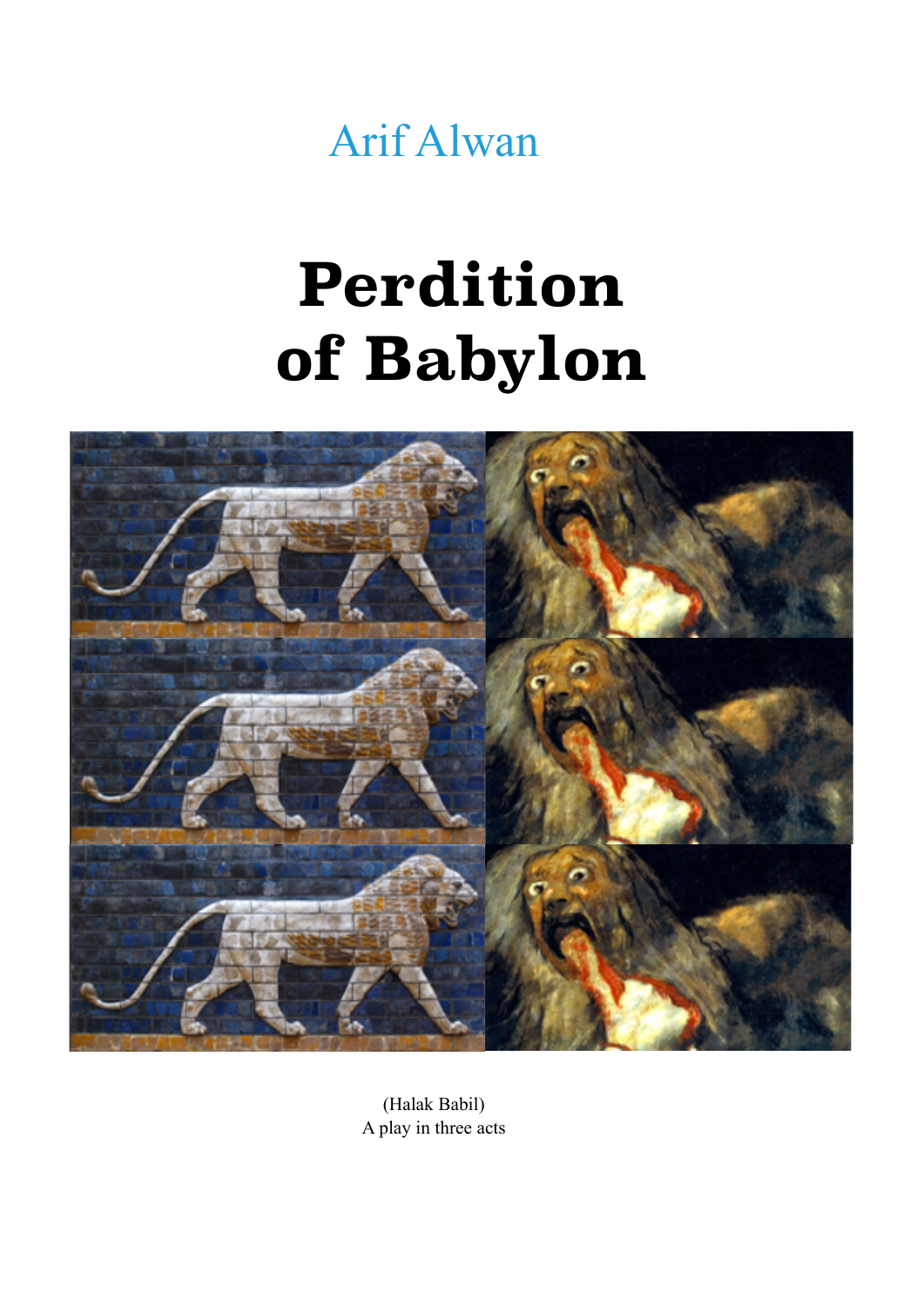Arif Alwan

# Perdition of Babylon

(Halak Babil)
A play in three acts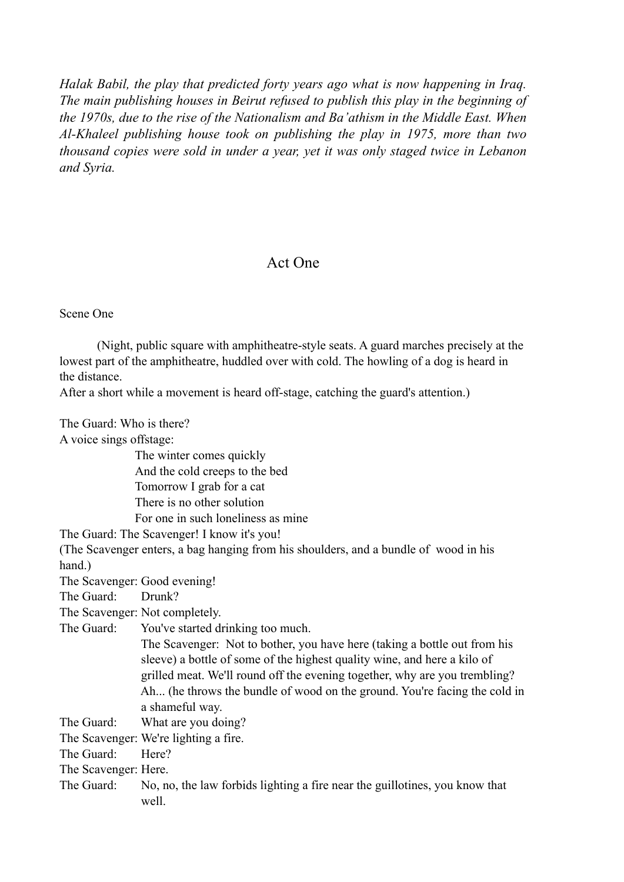*Halak Babil, the play that predicted forty years ago what is now happening in Iraq. The main publishing houses in Beirut refused to publish this play in the beginning of the 1970s, due to the rise of the Nationalism and Ba'athism in the Middle East. When Al-Khaleel publishing house took on publishing the play in 1975, more than two thousand copies were sold in under a year, yet it was only staged twice in Lebanon and Syria.*

# Act One

## Scene One

(Night, public square with amphitheatre-style seats. A guard marches precisely at the lowest part of the amphitheatre, huddled over with cold. The howling of a dog is heard in the distance.
After a short while a movement is heard off-stage, catching the guard's attention.)

The Guard: Who is there?
A voice sings offstage:

> The winter comes quickly
> And the cold creeps to the bed
> Tomorrow I grab for a cat
> There is no other solution
> For one in such loneliness as mine

The Guard: The Scavenger! I know it's you!
(The Scavenger enters, a bag hanging from his shoulders, and a bundle of wood in his hand.)
The Scavenger: Good evening!
The Guard: Drunk?
The Scavenger: Not completely.
The Guard: You've started drinking too much.
The Scavenger: Not to bother, you have here (taking a bottle out from his sleeve) a bottle of some of the highest quality wine, and here a kilo of grilled meat. We'll round off the evening together, why are you trembling? Ah... (he throws the bundle of wood on the ground. You're facing the cold in a shameful way.
The Guard: What are you doing?
The Scavenger: We're lighting a fire.
The Guard: Here?
The Scavenger: Here.
The Guard: No, no, the law forbids lighting a fire near the guillotines, you know that well.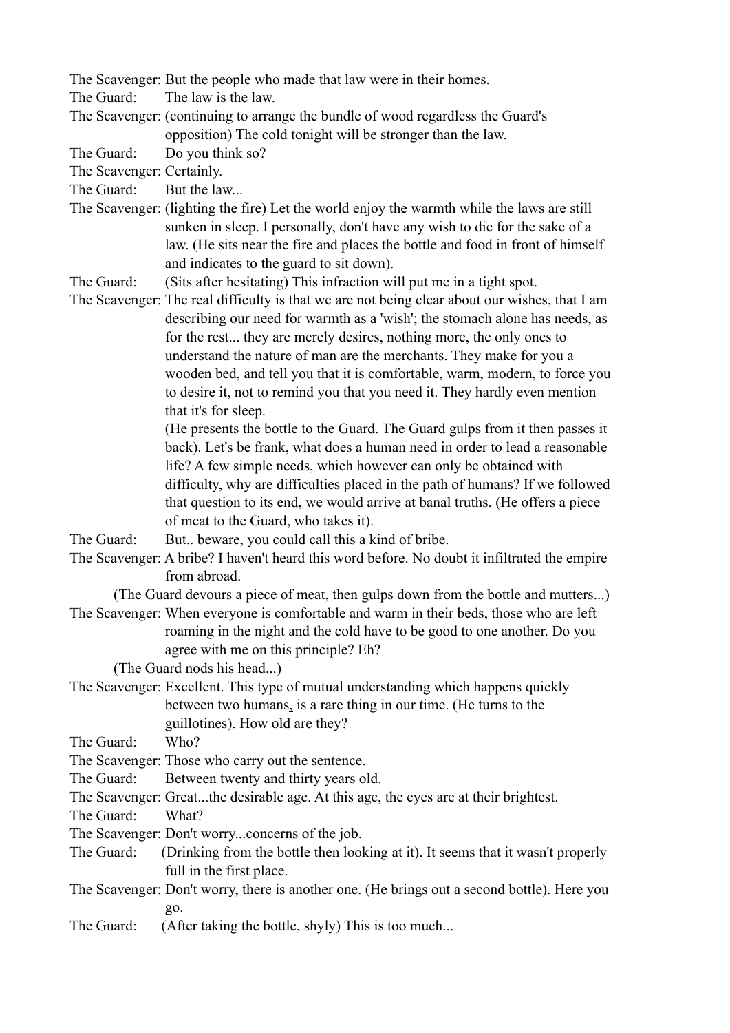The Scavenger: But the people who made that law were in their homes.

The Guard: The law is the law.

The Scavenger: (continuing to arrange the bundle of wood regardless the Guard's opposition) The cold tonight will be stronger than the law.

The Guard: Do you think so?

The Scavenger: Certainly.

The Guard: But the law...

The Scavenger: (lighting the fire) Let the world enjoy the warmth while the laws are still sunken in sleep. I personally, don't have any wish to die for the sake of a law. (He sits near the fire and places the bottle and food in front of himself and indicates to the guard to sit down).

The Guard: (Sits after hesitating) This infraction will put me in a tight spot.

The Scavenger: The real difficulty is that we are not being clear about our wishes, that I am describing our need for warmth as a 'wish'; the stomach alone has needs, as for the rest... they are merely desires, nothing more, the only ones to understand the nature of man are the merchants. They make for you a wooden bed, and tell you that it is comfortable, warm, modern, to force you to desire it, not to remind you that you need it. They hardly even mention that it's for sleep.
(He presents the bottle to the Guard. The Guard gulps from it then passes it back). Let's be frank, what does a human need in order to lead a reasonable life? A few simple needs, which however can only be obtained with difficulty, why are difficulties placed in the path of humans? If we followed that question to its end, we would arrive at banal truths. (He offers a piece of meat to the Guard, who takes it).

The Guard: But.. beware, you could call this a kind of bribe.

The Scavenger: A bribe? I haven't heard this word before. No doubt it infiltrated the empire from abroad.

(The Guard devours a piece of meat, then gulps down from the bottle and mutters...)

The Scavenger: When everyone is comfortable and warm in their beds, those who are left roaming in the night and the cold have to be good to one another. Do you agree with me on this principle? Eh?

(The Guard nods his head...)

The Scavenger: Excellent. This type of mutual understanding which happens quickly between two humans, is a rare thing in our time. (He turns to the guillotines). How old are they?

The Guard: Who?

The Scavenger: Those who carry out the sentence.

The Guard: Between twenty and thirty years old.

The Scavenger: Great...the desirable age. At this age, the eyes are at their brightest.

The Guard: What?

The Scavenger: Don't worry...concerns of the job.

The Guard: (Drinking from the bottle then looking at it). It seems that it wasn't properly full in the first place.

The Scavenger: Don't worry, there is another one. (He brings out a second bottle). Here you go.

The Guard: (After taking the bottle, shyly) This is too much...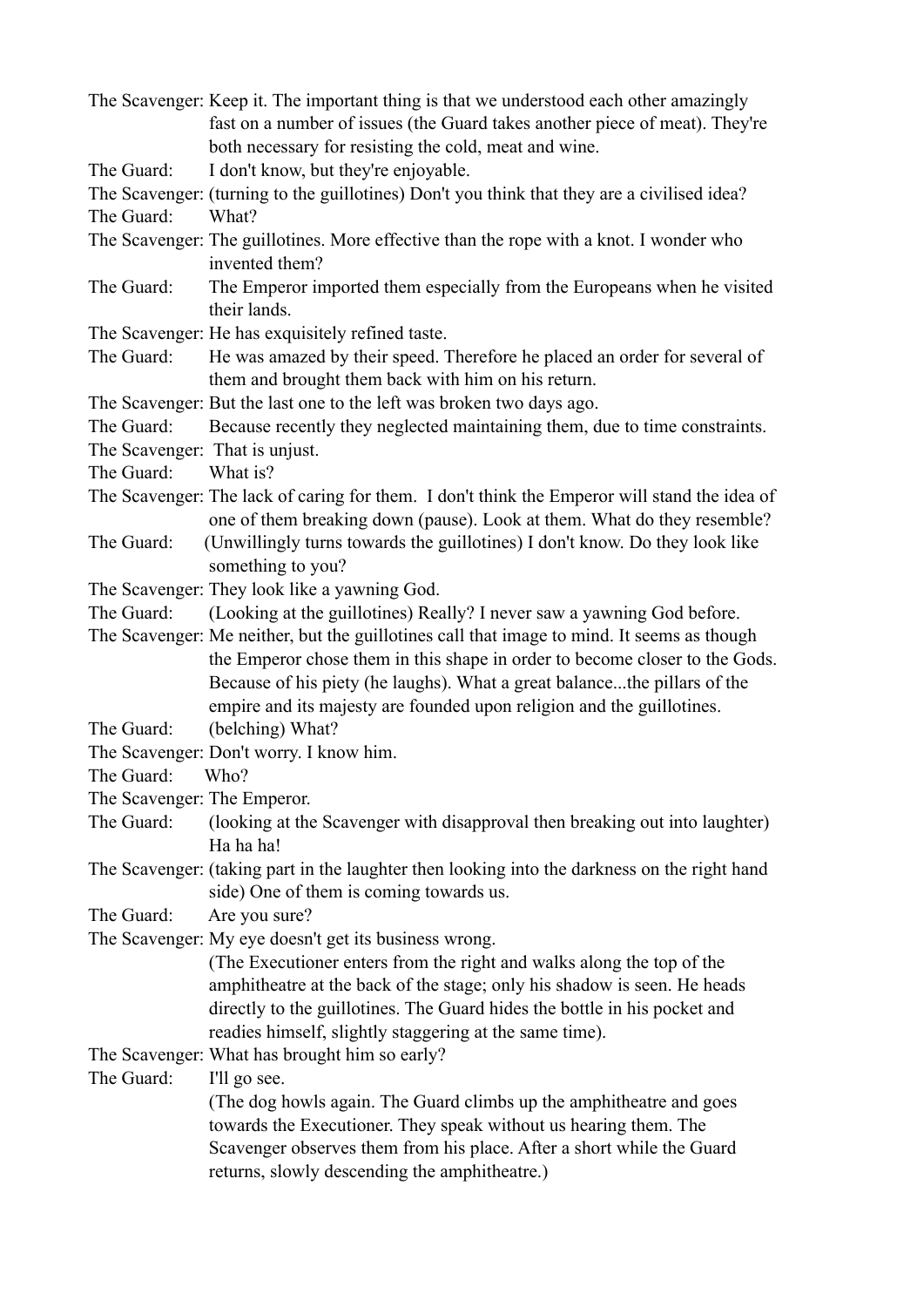The Scavenger: Keep it. The important thing is that we understood each other amazingly fast on a number of issues (the Guard takes another piece of meat). They're both necessary for resisting the cold, meat and wine.

The Guard: I don't know, but they're enjoyable.

The Scavenger: (turning to the guillotines) Don't you think that they are a civilised idea?

The Guard: What?

The Scavenger: The guillotines. More effective than the rope with a knot. I wonder who invented them?

The Guard: The Emperor imported them especially from the Europeans when he visited their lands.

The Scavenger: He has exquisitely refined taste.

The Guard: He was amazed by their speed. Therefore he placed an order for several of them and brought them back with him on his return.

The Scavenger: But the last one to the left was broken two days ago.

The Guard: Because recently they neglected maintaining them, due to time constraints.

The Scavenger: That is unjust.

The Guard: What is?

The Scavenger: The lack of caring for them. I don't think the Emperor will stand the idea of one of them breaking down (pause). Look at them. What do they resemble?

The Guard: (Unwillingly turns towards the guillotines) I don't know. Do they look like something to you?

The Scavenger: They look like a yawning God.

The Guard: (Looking at the guillotines) Really? I never saw a yawning God before.

The Scavenger: Me neither, but the guillotines call that image to mind. It seems as though the Emperor chose them in this shape in order to become closer to the Gods. Because of his piety (he laughs). What a great balance...the pillars of the empire and its majesty are founded upon religion and the guillotines.

The Guard: (belching) What?

The Scavenger: Don't worry. I know him.

The Guard: Who?

The Scavenger: The Emperor.

The Guard: (looking at the Scavenger with disapproval then breaking out into laughter) Ha ha ha!

The Scavenger: (taking part in the laughter then looking into the darkness on the right hand side) One of them is coming towards us.

The Guard: Are you sure?

The Scavenger: My eye doesn't get its business wrong.

(The Executioner enters from the right and walks along the top of the amphitheatre at the back of the stage; only his shadow is seen. He heads directly to the guillotines. The Guard hides the bottle in his pocket and readies himself, slightly staggering at the same time).

The Scavenger: What has brought him so early?

The Guard: I'll go see.

(The dog howls again. The Guard climbs up the amphitheatre and goes towards the Executioner. They speak without us hearing them. The Scavenger observes them from his place. After a short while the Guard returns, slowly descending the amphitheatre.)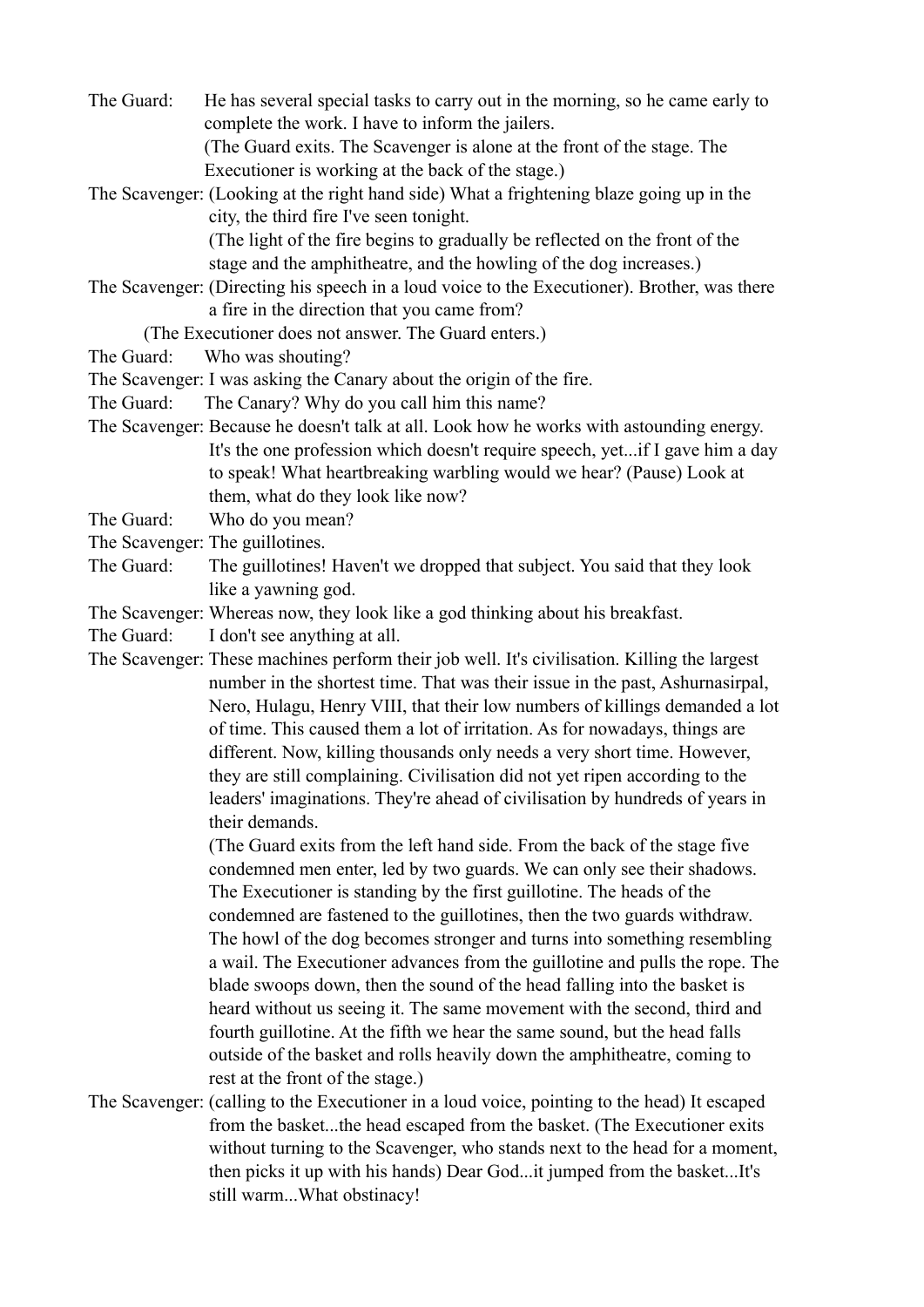The Guard: He has several special tasks to carry out in the morning, so he came early to complete the work. I have to inform the jailers.

(The Guard exits. The Scavenger is alone at the front of the stage. The Executioner is working at the back of the stage.)

The Scavenger: (Looking at the right hand side) What a frightening blaze going up in the city, the third fire I've seen tonight.

(The light of the fire begins to gradually be reflected on the front of the stage and the amphitheatre, and the howling of the dog increases.)

The Scavenger: (Directing his speech in a loud voice to the Executioner). Brother, was there a fire in the direction that you came from?

(The Executioner does not answer. The Guard enters.)

The Guard: Who was shouting?

The Scavenger: I was asking the Canary about the origin of the fire.

The Guard: The Canary? Why do you call him this name?

The Scavenger: Because he doesn't talk at all. Look how he works with astounding energy. It's the one profession which doesn't require speech, yet...if I gave him a day to speak! What heartbreaking warbling would we hear? (Pause) Look at them, what do they look like now?

The Guard: Who do you mean?

The Scavenger: The guillotines.

The Guard: The guillotines! Haven't we dropped that subject. You said that they look like a yawning god.

The Scavenger: Whereas now, they look like a god thinking about his breakfast.

The Guard: I don't see anything at all.

The Scavenger: These machines perform their job well. It's civilisation. Killing the largest number in the shortest time. That was their issue in the past, Ashurnasirpal, Nero, Hulagu, Henry VIII, that their low numbers of killings demanded a lot of time. This caused them a lot of irritation. As for nowadays, things are different. Now, killing thousands only needs a very short time. However, they are still complaining. Civilisation did not yet ripen according to the leaders' imaginations. They're ahead of civilisation by hundreds of years in their demands.

(The Guard exits from the left hand side. From the back of the stage five condemned men enter, led by two guards. We can only see their shadows. The Executioner is standing by the first guillotine. The heads of the condemned are fastened to the guillotines, then the two guards withdraw. The howl of the dog becomes stronger and turns into something resembling a wail. The Executioner advances from the guillotine and pulls the rope. The blade swoops down, then the sound of the head falling into the basket is heard without us seeing it. The same movement with the second, third and fourth guillotine. At the fifth we hear the same sound, but the head falls outside of the basket and rolls heavily down the amphitheatre, coming to rest at the front of the stage.)

The Scavenger: (calling to the Executioner in a loud voice, pointing to the head) It escaped from the basket...the head escaped from the basket. (The Executioner exits without turning to the Scavenger, who stands next to the head for a moment, then picks it up with his hands) Dear God...it jumped from the basket...It's still warm...What obstinacy!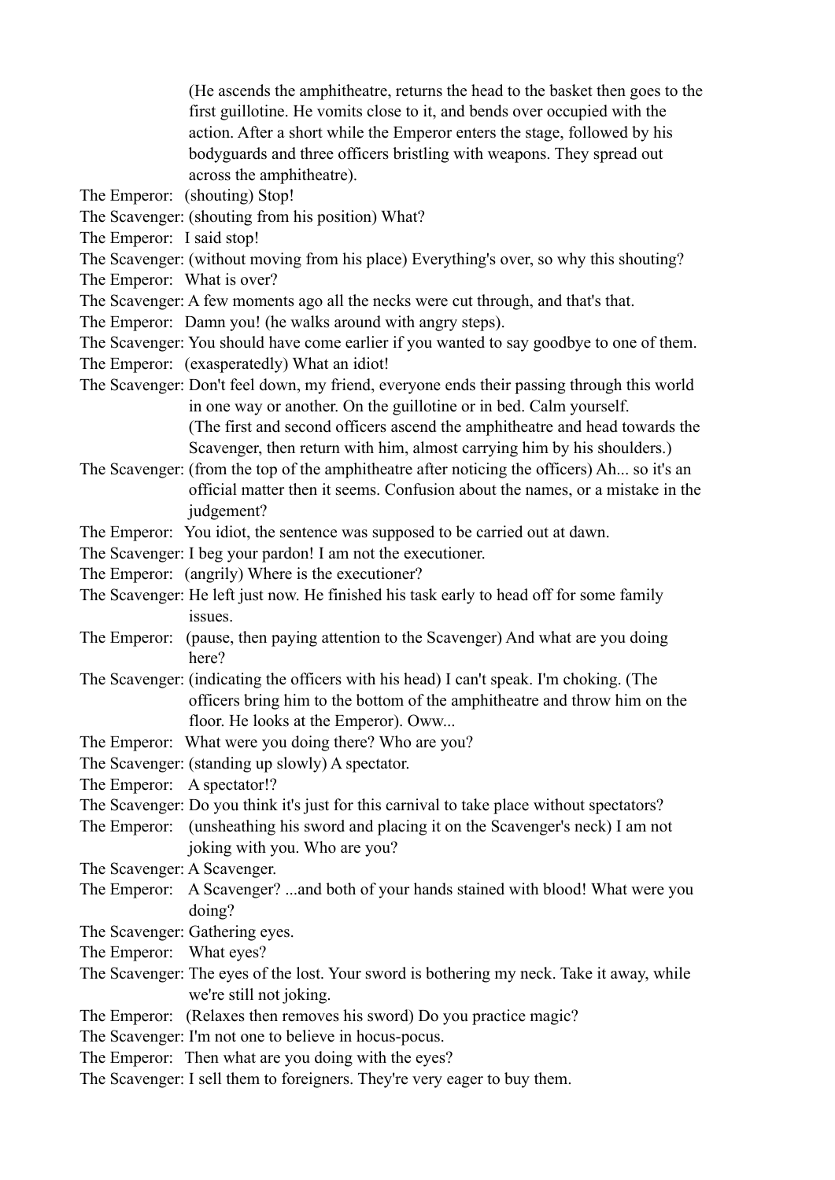(He ascends the amphitheatre, returns the head to the basket then goes to the first guillotine. He vomits close to it, and bends over occupied with the action. After a short while the Emperor enters the stage, followed by his bodyguards and three officers bristling with weapons. They spread out across the amphitheatre).

The Emperor: (shouting) Stop!

The Scavenger: (shouting from his position) What?

The Emperor: I said stop!

The Scavenger: (without moving from his place) Everything's over, so why this shouting?

The Emperor: What is over?

The Scavenger: A few moments ago all the necks were cut through, and that's that.

The Emperor: Damn you! (he walks around with angry steps).

The Scavenger: You should have come earlier if you wanted to say goodbye to one of them.

The Emperor: (exasperatedly) What an idiot!

The Scavenger: Don't feel down, my friend, everyone ends their passing through this world in one way or another. On the guillotine or in bed. Calm yourself.
(The first and second officers ascend the amphitheatre and head towards the Scavenger, then return with him, almost carrying him by his shoulders.)

The Scavenger: (from the top of the amphitheatre after noticing the officers) Ah... so it's an official matter then it seems. Confusion about the names, or a mistake in the judgement?

The Emperor: You idiot, the sentence was supposed to be carried out at dawn.

The Scavenger: I beg your pardon! I am not the executioner.

The Emperor: (angrily) Where is the executioner?

The Scavenger: He left just now. He finished his task early to head off for some family issues.

The Emperor: (pause, then paying attention to the Scavenger) And what are you doing here?

The Scavenger: (indicating the officers with his head) I can't speak. I'm choking. (The officers bring him to the bottom of the amphitheatre and throw him on the floor. He looks at the Emperor). Oww...

The Emperor: What were you doing there? Who are you?

The Scavenger: (standing up slowly) A spectator.

The Emperor: A spectator!?

The Scavenger: Do you think it's just for this carnival to take place without spectators?

The Emperor: (unsheathing his sword and placing it on the Scavenger's neck) I am not joking with you. Who are you?

The Scavenger: A Scavenger.

The Emperor: A Scavenger? ...and both of your hands stained with blood! What were you doing?

The Scavenger: Gathering eyes.

The Emperor: What eyes?

The Scavenger: The eyes of the lost. Your sword is bothering my neck. Take it away, while we're still not joking.

The Emperor: (Relaxes then removes his sword) Do you practice magic?

The Scavenger: I'm not one to believe in hocus-pocus.

The Emperor: Then what are you doing with the eyes?

The Scavenger: I sell them to foreigners. They're very eager to buy them.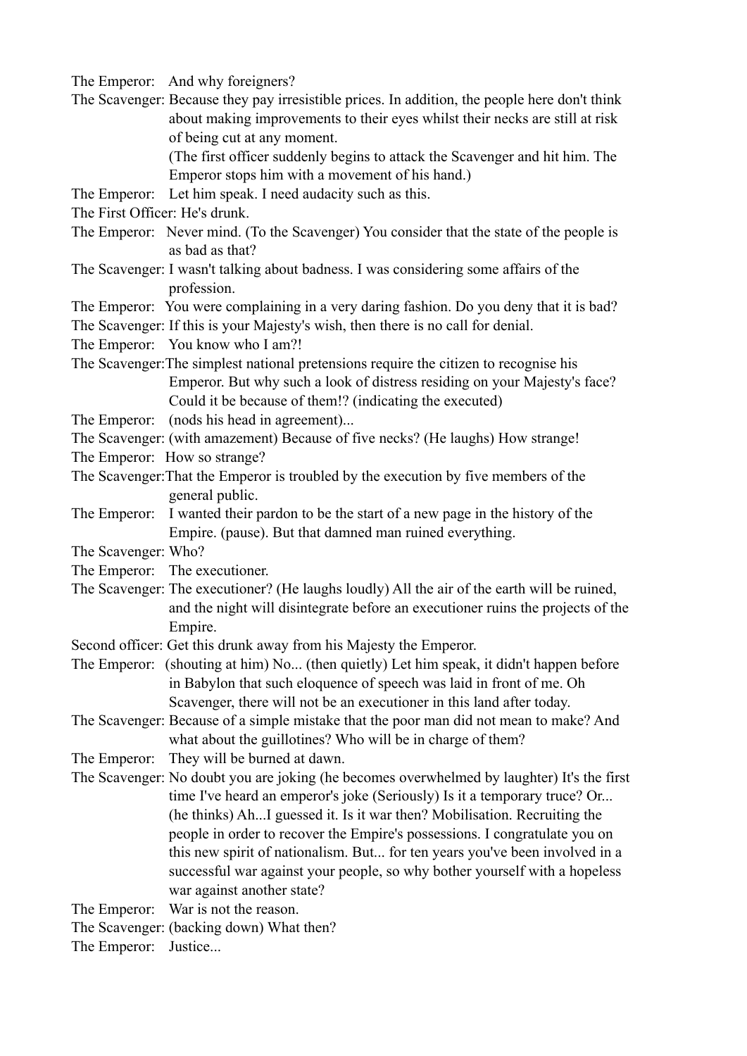The Emperor: And why foreigners?

The Scavenger: Because they pay irresistible prices. In addition, the people here don't think about making improvements to their eyes whilst their necks are still at risk of being cut at any moment.
(The first officer suddenly begins to attack the Scavenger and hit him. The Emperor stops him with a movement of his hand.)

The Emperor: Let him speak. I need audacity such as this.

The First Officer: He's drunk.

The Emperor: Never mind. (To the Scavenger) You consider that the state of the people is as bad as that?

The Scavenger: I wasn't talking about badness. I was considering some affairs of the profession.

The Emperor: You were complaining in a very daring fashion. Do you deny that it is bad?

The Scavenger: If this is your Majesty's wish, then there is no call for denial.

The Emperor: You know who I am?!

The Scavenger: The simplest national pretensions require the citizen to recognise his Emperor. But why such a look of distress residing on your Majesty's face? Could it be because of them!? (indicating the executed)

The Emperor: (nods his head in agreement)...

The Scavenger: (with amazement) Because of five necks? (He laughs) How strange!

The Emperor: How so strange?

The Scavenger: That the Emperor is troubled by the execution by five members of the general public.

The Emperor: I wanted their pardon to be the start of a new page in the history of the Empire. (pause). But that damned man ruined everything.

The Scavenger: Who?

The Emperor: The executioner.

The Scavenger: The executioner? (He laughs loudly) All the air of the earth will be ruined, and the night will disintegrate before an executioner ruins the projects of the Empire.

Second officer: Get this drunk away from his Majesty the Emperor.

The Emperor: (shouting at him) No... (then quietly) Let him speak, it didn't happen before in Babylon that such eloquence of speech was laid in front of me. Oh Scavenger, there will not be an executioner in this land after today.

The Scavenger: Because of a simple mistake that the poor man did not mean to make? And what about the guillotines? Who will be in charge of them?

The Emperor: They will be burned at dawn.

The Scavenger: No doubt you are joking (he becomes overwhelmed by laughter) It's the first time I've heard an emperor's joke (Seriously) Is it a temporary truce? Or... (he thinks) Ah...I guessed it. Is it war then? Mobilisation. Recruiting the people in order to recover the Empire's possessions. I congratulate you on this new spirit of nationalism. But... for ten years you've been involved in a successful war against your people, so why bother yourself with a hopeless war against another state?

The Emperor: War is not the reason.

The Scavenger: (backing down) What then?

The Emperor: Justice...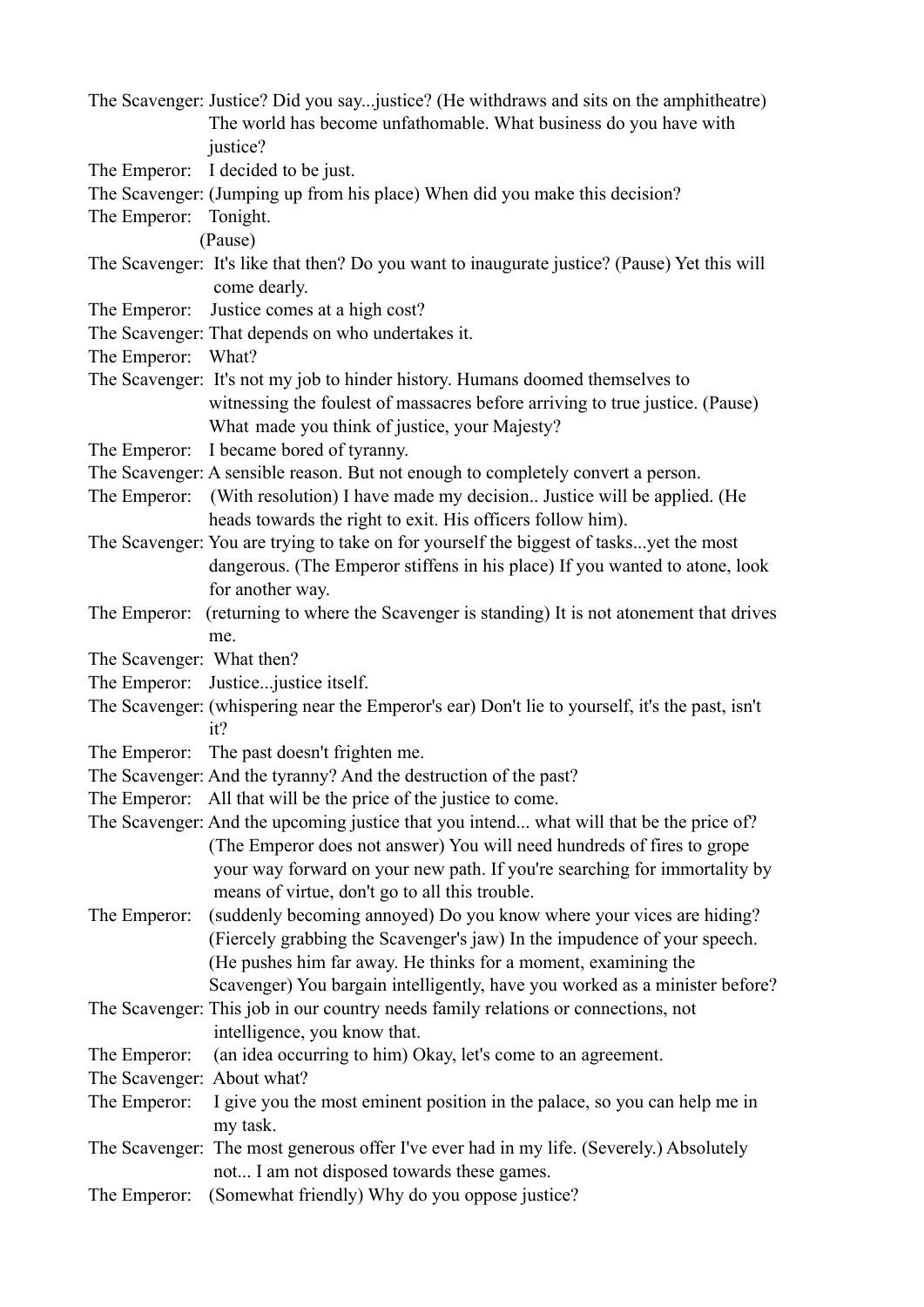The Scavenger: Justice? Did you say...justice? (He withdraws and sits on the amphitheatre) The world has become unfathomable. What business do you have with justice?

The Emperor: I decided to be just.

The Scavenger: (Jumping up from his place) When did you make this decision?

The Emperor: Tonight.

(Pause)

The Scavenger: It's like that then? Do you want to inaugurate justice? (Pause) Yet this will come dearly.

The Emperor: Justice comes at a high cost?

The Scavenger: That depends on who undertakes it.

The Emperor: What?

The Scavenger: It's not my job to hinder history. Humans doomed themselves to witnessing the foulest of massacres before arriving to true justice. (Pause) What made you think of justice, your Majesty?

The Emperor: I became bored of tyranny.

The Scavenger: A sensible reason. But not enough to completely convert a person.

The Emperor: (With resolution) I have made my decision.. Justice will be applied. (He heads towards the right to exit. His officers follow him).

The Scavenger: You are trying to take on for yourself the biggest of tasks...yet the most dangerous. (The Emperor stiffens in his place) If you wanted to atone, look for another way.

The Emperor: (returning to where the Scavenger is standing) It is not atonement that drives me.

The Scavenger: What then?

The Emperor: Justice...justice itself.

The Scavenger: (whispering near the Emperor's ear) Don't lie to yourself, it's the past, isn't it?

The Emperor: The past doesn't frighten me.

The Scavenger: And the tyranny? And the destruction of the past?

The Emperor: All that will be the price of the justice to come.

The Scavenger: And the upcoming justice that you intend... what will that be the price of? (The Emperor does not answer) You will need hundreds of fires to grope your way forward on your new path. If you're searching for immortality by means of virtue, don't go to all this trouble.

The Emperor: (suddenly becoming annoyed) Do you know where your vices are hiding? (Fiercely grabbing the Scavenger's jaw) In the impudence of your speech. (He pushes him far away. He thinks for a moment, examining the Scavenger) You bargain intelligently, have you worked as a minister before?

The Scavenger: This job in our country needs family relations or connections, not intelligence, you know that.

The Emperor: (an idea occurring to him) Okay, let's come to an agreement.

The Scavenger: About what?

The Emperor: I give you the most eminent position in the palace, so you can help me in my task.

The Scavenger: The most generous offer I've ever had in my life. (Severely.) Absolutely not... I am not disposed towards these games.

The Emperor: (Somewhat friendly) Why do you oppose justice?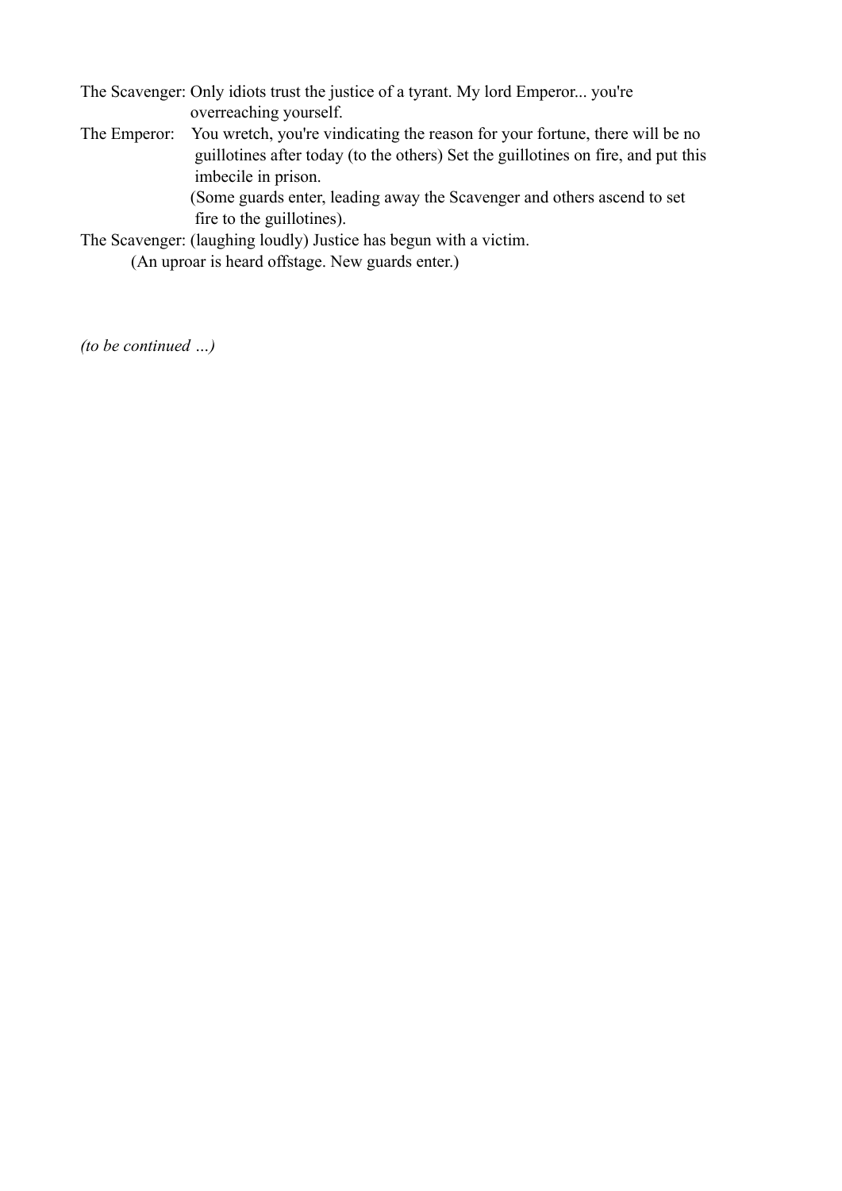The Scavenger: Only idiots trust the justice of a tyrant. My lord Emperor... you're overreaching yourself.

The Emperor: You wretch, you're vindicating the reason for your fortune, there will be no guillotines after today (to the others) Set the guillotines on fire, and put this imbecile in prison.

(Some guards enter, leading away the Scavenger and others ascend to set fire to the guillotines).

The Scavenger: (laughing loudly) Justice has begun with a victim.

(An uproar is heard offstage. New guards enter.)

*(to be continued …)*